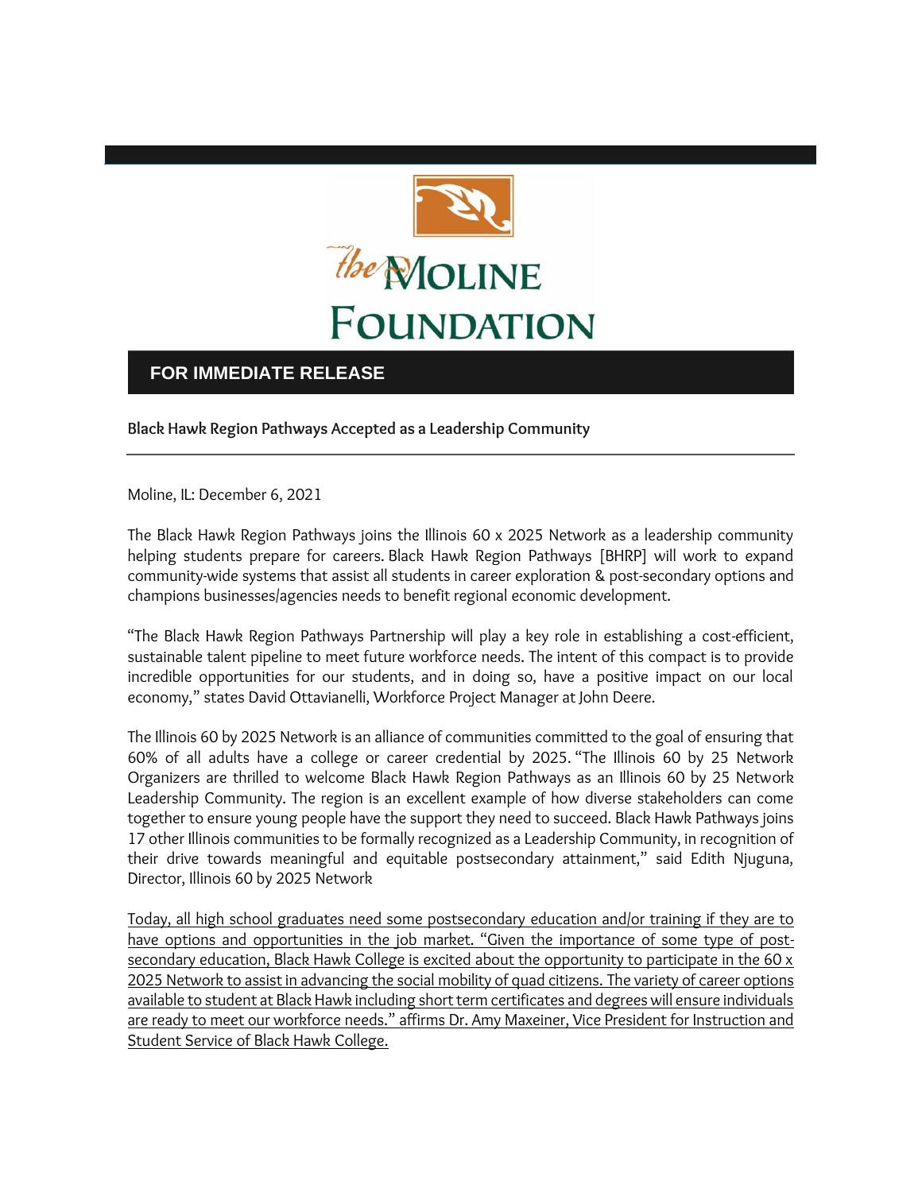the MOLINE FOUNDATION

**FOR IMMEDIATE RELEASE**

**Black Hawk Region Pathways Accepted as a Leadership Community**

---

Moline, IL: December 6, 2021

The Black Hawk Region Pathways joins the Illinois 60 x 2025 Network as a leadership community helping students prepare for careers. Black Hawk Region Pathways [BHRP] will work to expand community-wide systems that assist all students in career exploration & post-secondary options and champions businesses/agencies needs to benefit regional economic development.

"The Black Hawk Region Pathways Partnership will play a key role in establishing a cost-efficient, sustainable talent pipeline to meet future workforce needs. The intent of this compact is to provide incredible opportunities for our students, and in doing so, have a positive impact on our local economy," states David Ottavianelli, Workforce Project Manager at John Deere.

The Illinois 60 by 2025 Network is an alliance of communities committed to the goal of ensuring that 60% of all adults have a college or career credential by 2025. "The Illinois 60 by 25 Network Organizers are thrilled to welcome Black Hawk Region Pathways as an Illinois 60 by 25 Network Leadership Community. The region is an excellent example of how diverse stakeholders can come together to ensure young people have the support they need to succeed. Black Hawk Pathways joins 17 other Illinois communities to be formally recognized as a Leadership Community, in recognition of their drive towards meaningful and equitable postsecondary attainment," said Edith Njuguna, Director, Illinois 60 by 2025 Network

Today, all high school graduates need some postsecondary education and/or training if they are to have options and opportunities in the job market. "Given the importance of some type of post-secondary education, Black Hawk College is excited about the opportunity to participate in the 60 x 2025 Network to assist in advancing the social mobility of quad citizens. The variety of career options available to student at Black Hawk including short term certificates and degrees will ensure individuals are ready to meet our workforce needs." affirms Dr. Amy Maxeiner, Vice President for Instruction and Student Service of Black Hawk College.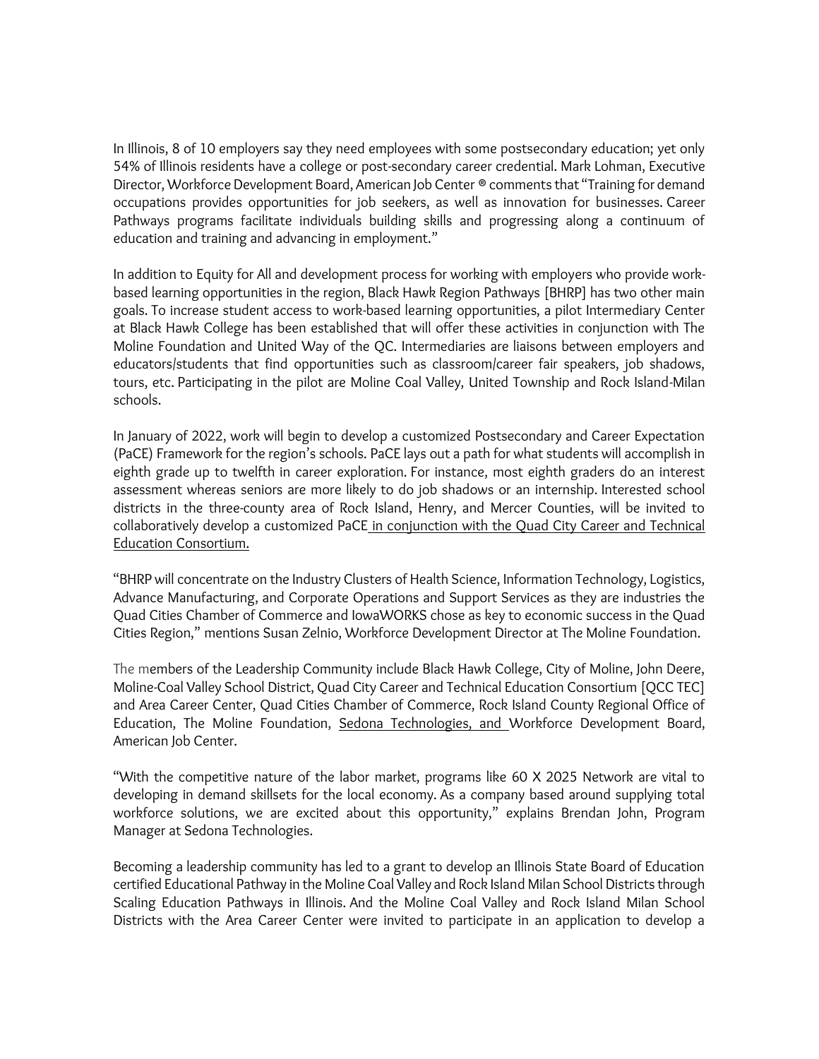In Illinois, 8 of 10 employers say they need employees with some postsecondary education; yet only 54% of Illinois residents have a college or post-secondary career credential. Mark Lohman, Executive Director, Workforce Development Board, American Job Center ® comments that "Training for demand occupations provides opportunities for job seekers, as well as innovation for businesses. Career Pathways programs facilitate individuals building skills and progressing along a continuum of education and training and advancing in employment."

In addition to Equity for All and development process for working with employers who provide work-based learning opportunities in the region, Black Hawk Region Pathways [BHRP] has two other main goals. To increase student access to work-based learning opportunities, a pilot Intermediary Center at Black Hawk College has been established that will offer these activities in conjunction with The Moline Foundation and United Way of the QC. Intermediaries are liaisons between employers and educators/students that find opportunities such as classroom/career fair speakers, job shadows, tours, etc. Participating in the pilot are Moline Coal Valley, United Township and Rock Island-Milan schools.

In January of 2022, work will begin to develop a customized Postsecondary and Career Expectation (PaCE) Framework for the region's schools. PaCE lays out a path for what students will accomplish in eighth grade up to twelfth in career exploration. For instance, most eighth graders do an interest assessment whereas seniors are more likely to do job shadows or an internship. Interested school districts in the three-county area of Rock Island, Henry, and Mercer Counties, will be invited to collaboratively develop a customized PaCE in conjunction with the Quad City Career and Technical Education Consortium.

"BHRP will concentrate on the Industry Clusters of Health Science, Information Technology, Logistics, Advance Manufacturing, and Corporate Operations and Support Services as they are industries the Quad Cities Chamber of Commerce and IowaWORKS chose as key to economic success in the Quad Cities Region," mentions Susan Zelnio, Workforce Development Director at The Moline Foundation.

The members of the Leadership Community include Black Hawk College, City of Moline, John Deere, Moline-Coal Valley School District, Quad City Career and Technical Education Consortium [QCC TEC] and Area Career Center, Quad Cities Chamber of Commerce, Rock Island County Regional Office of Education, The Moline Foundation, Sedona Technologies, and Workforce Development Board, American Job Center.

"With the competitive nature of the labor market, programs like 60 X 2025 Network are vital to developing in demand skillsets for the local economy. As a company based around supplying total workforce solutions, we are excited about this opportunity," explains Brendan John, Program Manager at Sedona Technologies.

Becoming a leadership community has led to a grant to develop an Illinois State Board of Education certified Educational Pathway in the Moline Coal Valley and Rock Island Milan School Districts through Scaling Education Pathways in Illinois. And the Moline Coal Valley and Rock Island Milan School Districts with the Area Career Center were invited to participate in an application to develop a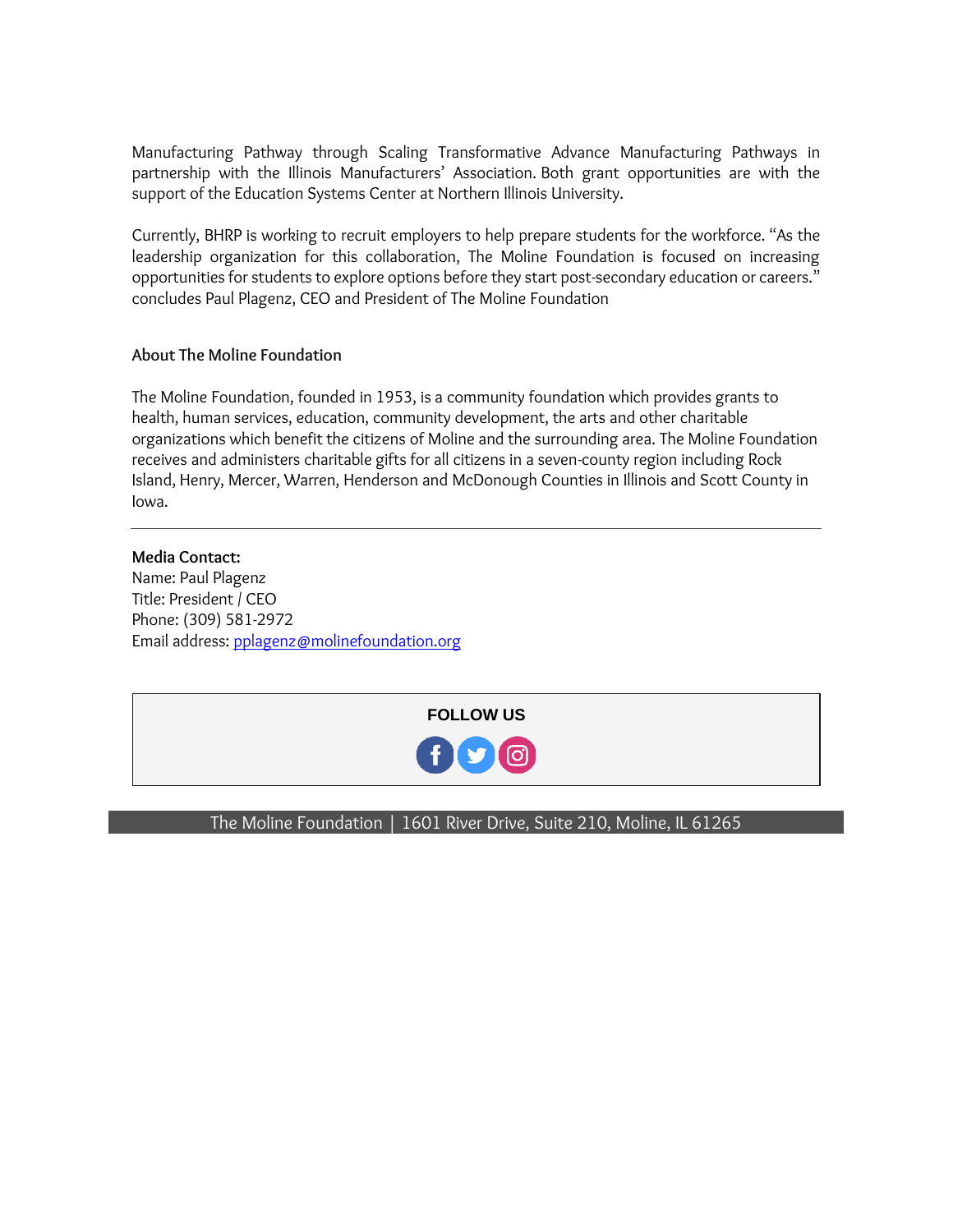Manufacturing Pathway through Scaling Transformative Advance Manufacturing Pathways in partnership with the Illinois Manufacturers' Association. Both grant opportunities are with the support of the Education Systems Center at Northern Illinois University.

Currently, BHRP is working to recruit employers to help prepare students for the workforce. "As the leadership organization for this collaboration, The Moline Foundation is focused on increasing opportunities for students to explore options before they start post-secondary education or careers." concludes Paul Plagenz, CEO and President of The Moline Foundation

## About The Moline Foundation

The Moline Foundation, founded in 1953, is a community foundation which provides grants to health, human services, education, community development, the arts and other charitable organizations which benefit the citizens of Moline and the surrounding area. The Moline Foundation receives and administers charitable gifts for all citizens in a seven-county region including Rock Island, Henry, Mercer, Warren, Henderson and McDonough Counties in Illinois and Scott County in Iowa.

---

**Media Contact:**
Name: Paul Plagenz
Title: President / CEO
Phone: (309) 581-2972
Email address: pplagenz@molinefoundation.org

**FOLLOW US**

The Moline Foundation | 1601 River Drive, Suite 210, Moline, IL 61265